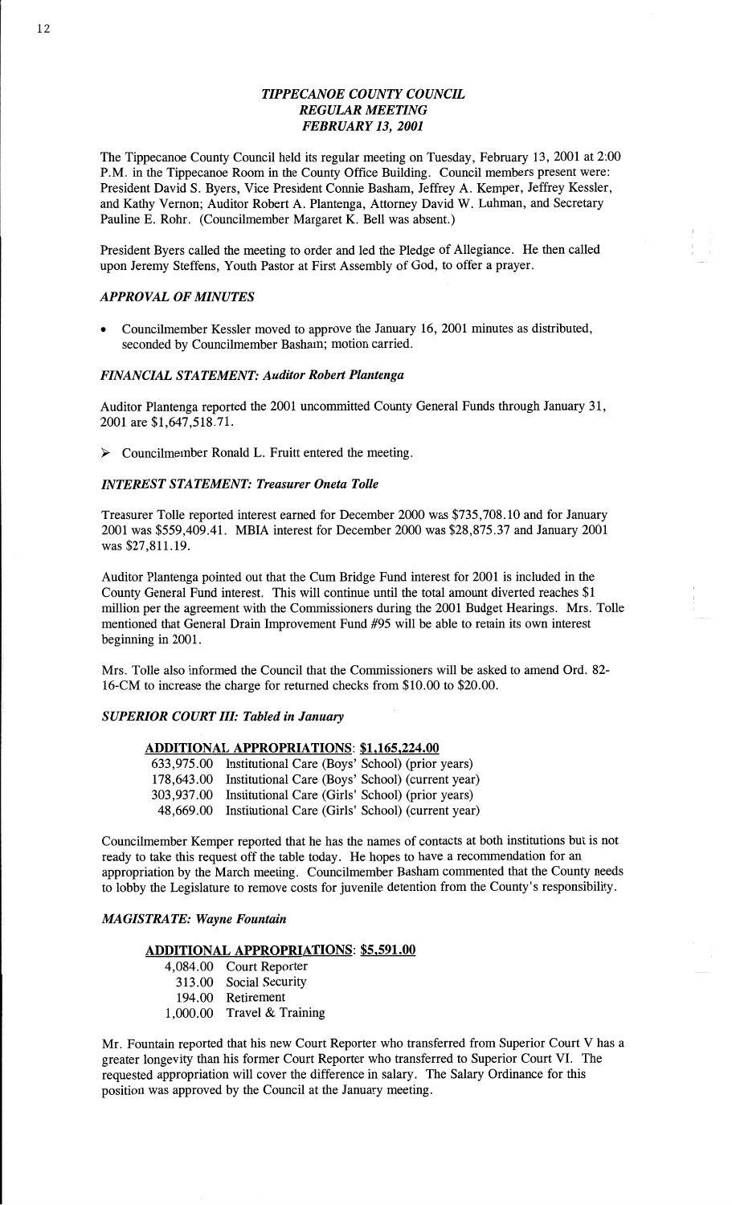# *TIPPECANOE COUNTY COUNCIL*
## *REGULAR MEETING*
## *FEBRUARY 13, 2001*

The Tippecanoe County Council held its regular meeting on Tuesday, February 13, 2001 at 2:00 P.M. in the Tippecanoe Room in the County Office Building. Council members present were: President David S. Byers, Vice President Connie Basham, Jeffrey A. Kemper, Jeffrey Kessler, and Kathy Vernon; Auditor Robert A. Plantenga, Attorney David W. Luhman, and Secretary Pauline E. Rohr. (Councilmember Margaret K. Bell was absent.)

President Byers called the meeting to order and led the Pledge of Allegiance. He then called upon Jeremy Steffens, Youth Pastor at First Assembly of God, to offer a prayer.

### *APPROVAL OF MINUTES*

- Councilmember Kessler moved to approve the January 16, 2001 minutes as distributed, seconded by Councilmember Basham; motion carried.

### *FINANCIAL STATEMENT: Auditor Robert Plantenga*

Auditor Plantenga reported the 2001 uncommitted County General Funds through January 31, 2001 are $1,647,518.71.

- Councilmember Ronald L. Fruitt entered the meeting.

### *INTEREST STATEMENT: Treasurer Oneta Tolle*

Treasurer Tolle reported interest earned for December 2000 was $735,708.10 and for January 2001 was $559,409.41. MBIA interest for December 2000 was $28,875.37 and January 2001 was $27,811.19.

Auditor Plantenga pointed out that the Cum Bridge Fund interest for 2001 is included in the County General Fund interest. This will continue until the total amount diverted reaches $1 million per the agreement with the Commissioners during the 2001 Budget Hearings. Mrs. Tolle mentioned that General Drain Improvement Fund #95 will be able to retain its own interest beginning in 2001.

Mrs. Tolle also informed the Council that the Commissioners will be asked to amend Ord. 82-16-CM to increase the charge for returned checks from $10.00 to $20.00.

### *SUPERIOR COURT III: Tabled in January*

**ADDITIONAL APPROPRIATIONS: $1,165,224.00**

| | |
|---|---|
| 633,975.00 | Institutional Care (Boys' School) (prior years) |
| 178,643.00 | Institutional Care (Boys' School) (current year) |
| 303,937.00 | Institutional Care (Girls' School) (prior years) |
| 48,669.00 | Institutional Care (Girls' School) (current year) |

Councilmember Kemper reported that he has the names of contacts at both institutions but is not ready to take this request off the table today. He hopes to have a recommendation for an appropriation by the March meeting. Councilmember Basham commented that the County needs to lobby the Legislature to remove costs for juvenile detention from the County's responsibility.

### *MAGISTRATE: Wayne Fountain*

**ADDITIONAL APPROPRIATIONS: $5,591.00**

| | |
|---|---|
| 4,084.00 | Court Reporter |
| 313.00 | Social Security |
| 194.00 | Retirement |
| 1,000.00 | Travel & Training |

Mr. Fountain reported that his new Court Reporter who transferred from Superior Court V has a greater longevity than his former Court Reporter who transferred to Superior Court VI. The requested appropriation will cover the difference in salary. The Salary Ordinance for this position was approved by the Council at the January meeting.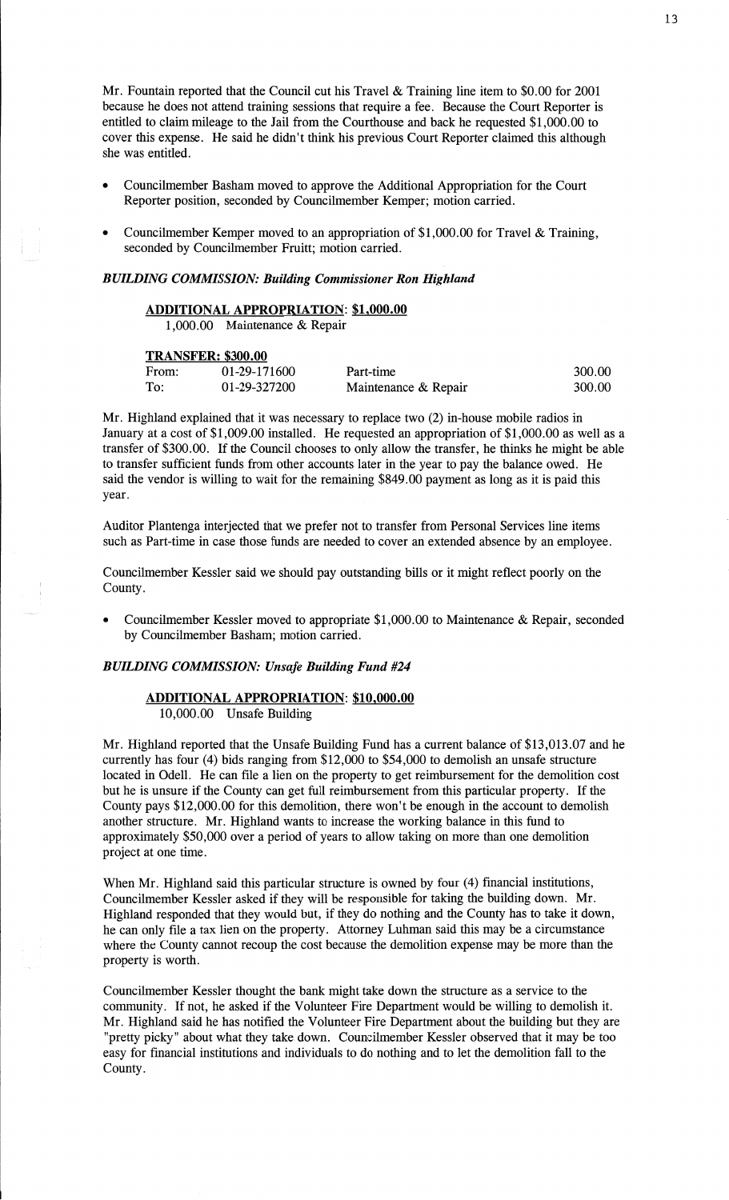Mr. Fountain reported that the Council cut his Travel & Training line item to $0.00 for 2001 because he does not attend training sessions that require a fee. Because the Court Reporter is entitled to claim mileage to the Jail from the Courthouse and back he requested $1,000.00 to cover this expense. He said he didn't think his previous Court Reporter claimed this although she was entitled.

- Councilmember Basham moved to approve the Additional Appropriation for the Court Reporter position, seconded by Councilmember Kemper; motion carried.
- Councilmember Kemper moved to an appropriation of $1,000.00 for Travel & Training, seconded by Councilmember Fruitt; motion carried.

***BUILDING COMMISSION: Building Commissioner Ron Highland***

**ADDITIONAL APPROPRIATION: $1,000.00**

1,000.00 Maintenance & Repair

**TRANSFER: $300.00**

| | | | |
|---|---|---|---|
| From: | 01-29-171600 | Part-time | 300.00 |
| To: | 01-29-327200 | Maintenance & Repair | 300.00 |

Mr. Highland explained that it was necessary to replace two (2) in-house mobile radios in January at a cost of $1,009.00 installed. He requested an appropriation of $1,000.00 as well as a transfer of $300.00. If the Council chooses to only allow the transfer, he thinks he might be able to transfer sufficient funds from other accounts later in the year to pay the balance owed. He said the vendor is willing to wait for the remaining $849.00 payment as long as it is paid this year.

Auditor Plantenga interjected that we prefer not to transfer from Personal Services line items such as Part-time in case those funds are needed to cover an extended absence by an employee.

Councilmember Kessler said we should pay outstanding bills or it might reflect poorly on the County.

- Councilmember Kessler moved to appropriate $1,000.00 to Maintenance & Repair, seconded by Councilmember Basham; motion carried.

***BUILDING COMMISSION: Unsafe Building Fund #24***

**ADDITIONAL APPROPRIATION: $10,000.00**

10,000.00 Unsafe Building

Mr. Highland reported that the Unsafe Building Fund has a current balance of $13,013.07 and he currently has four (4) bids ranging from $12,000 to $54,000 to demolish an unsafe structure located in Odell. He can file a lien on the property to get reimbursement for the demolition cost but he is unsure if the County can get full reimbursement from this particular property. If the County pays $12,000.00 for this demolition, there won't be enough in the account to demolish another structure. Mr. Highland wants to increase the working balance in this fund to approximately $50,000 over a period of years to allow taking on more than one demolition project at one time.

When Mr. Highland said this particular structure is owned by four (4) financial institutions, Councilmember Kessler asked if they will be responsible for taking the building down. Mr. Highland responded that they would but, if they do nothing and the County has to take it down, he can only file a tax lien on the property. Attorney Luhman said this may be a circumstance where the County cannot recoup the cost because the demolition expense may be more than the property is worth.

Councilmember Kessler thought the bank might take down the structure as a service to the community. If not, he asked if the Volunteer Fire Department would be willing to demolish it. Mr. Highland said he has notified the Volunteer Fire Department about the building but they are "pretty picky" about what they take down. Councilmember Kessler observed that it may be too easy for financial institutions and individuals to do nothing and to let the demolition fall to the County.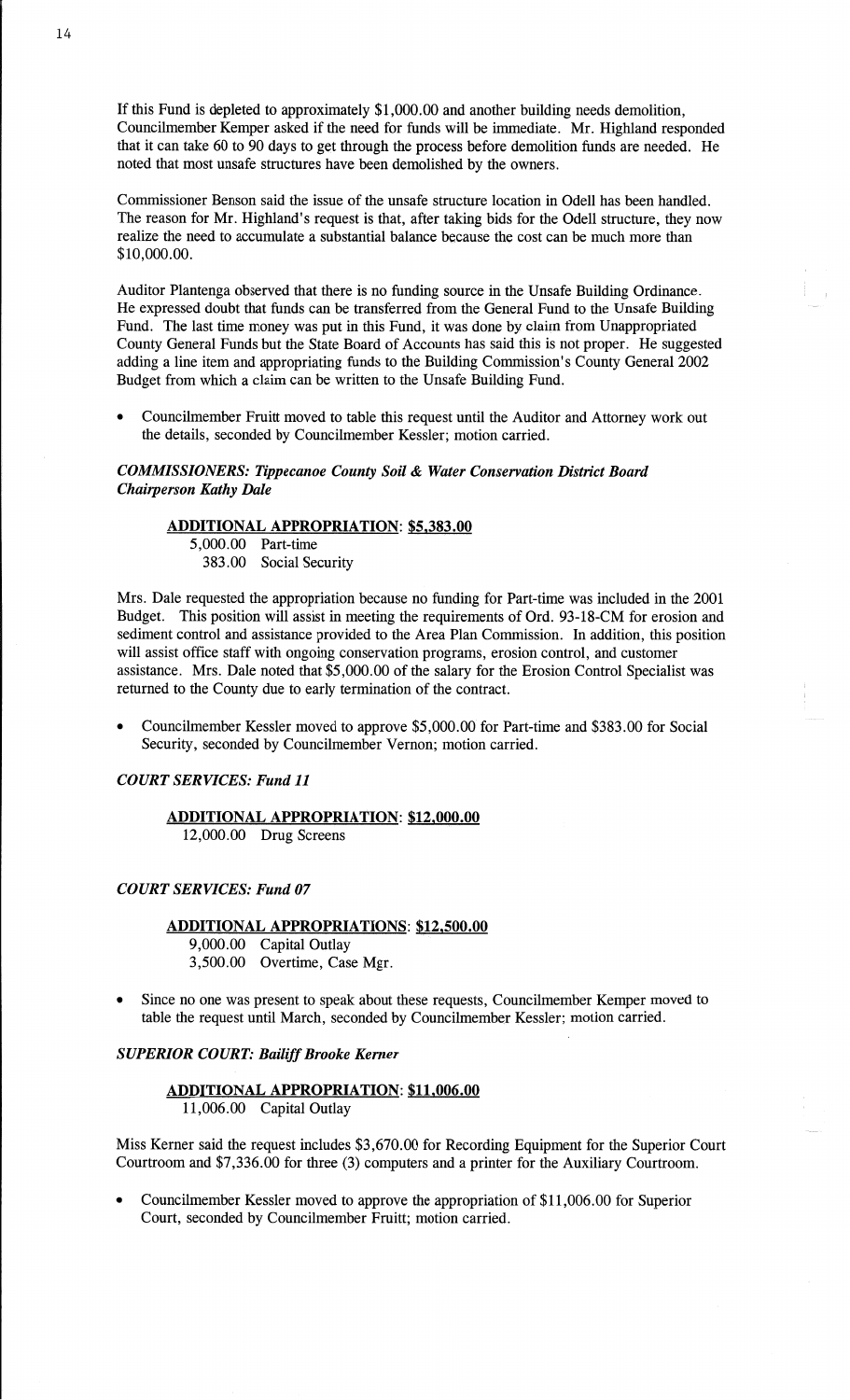If this Fund is depleted to approximately $1,000.00 and another building needs demolition, Councilmember Kemper asked if the need for funds will be immediate. Mr. Highland responded that it can take 60 to 90 days to get through the process before demolition funds are needed. He noted that most unsafe structures have been demolished by the owners.

Commissioner Benson said the issue of the unsafe structure location in Odell has been handled. The reason for Mr. Highland's request is that, after taking bids for the Odell structure, they now realize the need to accumulate a substantial balance because the cost can be much more than $10,000.00.

Auditor Plantenga observed that there is no funding source in the Unsafe Building Ordinance. He expressed doubt that funds can be transferred from the General Fund to the Unsafe Building Fund. The last time money was put in this Fund, it was done by claim from Unappropriated County General Funds but the State Board of Accounts has said this is not proper. He suggested adding a line item and appropriating funds to the Building Commission's County General 2002 Budget from which a claim can be written to the Unsafe Building Fund.

- Councilmember Fruitt moved to table this request until the Auditor and Attorney work out the details, seconded by Councilmember Kessler; motion carried.

***COMMISSIONERS: Tippecanoe County Soil & Water Conservation District Board Chairperson Kathy Dale***

**ADDITIONAL APPROPRIATION: $5,383.00**

5,000.00 Part-time
383.00 Social Security

Mrs. Dale requested the appropriation because no funding for Part-time was included in the 2001 Budget. This position will assist in meeting the requirements of Ord. 93-18-CM for erosion and sediment control and assistance provided to the Area Plan Commission. In addition, this position will assist office staff with ongoing conservation programs, erosion control, and customer assistance. Mrs. Dale noted that $5,000.00 of the salary for the Erosion Control Specialist was returned to the County due to early termination of the contract.

- Councilmember Kessler moved to approve $5,000.00 for Part-time and $383.00 for Social Security, seconded by Councilmember Vernon; motion carried.

***COURT SERVICES: Fund 11***

**ADDITIONAL APPROPRIATION: $12,000.00**

12,000.00 Drug Screens

***COURT SERVICES: Fund 07***

**ADDITIONAL APPROPRIATIONS: $12,500.00**

9,000.00 Capital Outlay
3,500.00 Overtime, Case Mgr.

- Since no one was present to speak about these requests, Councilmember Kemper moved to table the request until March, seconded by Councilmember Kessler; motion carried.

***SUPERIOR COURT: Bailiff Brooke Kerner***

**ADDITIONAL APPROPRIATION: $11,006.00**

11,006.00 Capital Outlay

Miss Kerner said the request includes $3,670.00 for Recording Equipment for the Superior Court Courtroom and $7,336.00 for three (3) computers and a printer for the Auxiliary Courtroom.

- Councilmember Kessler moved to approve the appropriation of $11,006.00 for Superior Court, seconded by Councilmember Fruitt; motion carried.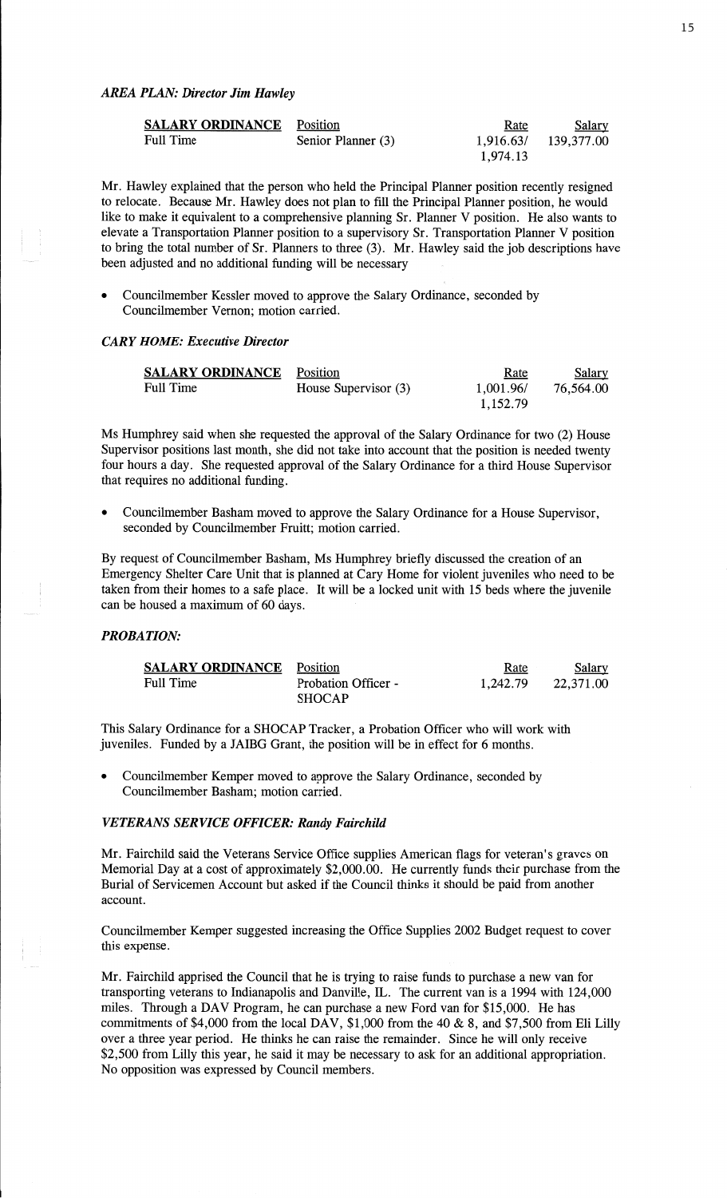### *AREA PLAN: Director Jim Hawley*

| SALARY ORDINANCE | Position | Rate | Salary |
|---|---|---|---|
| Full Time | Senior Planner (3) | 1,916.63/ 1,974.13 | 139,377.00 |

Mr. Hawley explained that the person who held the Principal Planner position recently resigned to relocate. Because Mr. Hawley does not plan to fill the Principal Planner position, he would like to make it equivalent to a comprehensive planning Sr. Planner V position. He also wants to elevate a Transportation Planner position to a supervisory Sr. Transportation Planner V position to bring the total number of Sr. Planners to three (3). Mr. Hawley said the job descriptions have been adjusted and no additional funding will be necessary

- Councilmember Kessler moved to approve the Salary Ordinance, seconded by Councilmember Vernon; motion carried.

### *CARY HOME: Executive Director*

| SALARY ORDINANCE | Position | Rate | Salary |
|---|---|---|---|
| Full Time | House Supervisor (3) | 1,001.96/ 1,152.79 | 76,564.00 |

Ms Humphrey said when she requested the approval of the Salary Ordinance for two (2) House Supervisor positions last month, she did not take into account that the position is needed twenty four hours a day. She requested approval of the Salary Ordinance for a third House Supervisor that requires no additional funding.

- Councilmember Basham moved to approve the Salary Ordinance for a House Supervisor, seconded by Councilmember Fruitt; motion carried.

By request of Councilmember Basham, Ms Humphrey briefly discussed the creation of an Emergency Shelter Care Unit that is planned at Cary Home for violent juveniles who need to be taken from their homes to a safe place. It will be a locked unit with 15 beds where the juvenile can be housed a maximum of 60 days.

### *PROBATION:*

| SALARY ORDINANCE | Position | Rate | Salary |
|---|---|---|---|
| Full Time | Probation Officer - SHOCAP | 1,242.79 | 22,371.00 |

This Salary Ordinance for a SHOCAP Tracker, a Probation Officer who will work with juveniles. Funded by a JAIBG Grant, the position will be in effect for 6 months.

- Councilmember Kemper moved to approve the Salary Ordinance, seconded by Councilmember Basham; motion carried.

### *VETERANS SERVICE OFFICER: Randy Fairchild*

Mr. Fairchild said the Veterans Service Office supplies American flags for veteran's graves on Memorial Day at a cost of approximately $2,000.00. He currently funds their purchase from the Burial of Servicemen Account but asked if the Council thinks it should be paid from another account.

Councilmember Kemper suggested increasing the Office Supplies 2002 Budget request to cover this expense.

Mr. Fairchild apprised the Council that he is trying to raise funds to purchase a new van for transporting veterans to Indianapolis and Danville, IL. The current van is a 1994 with 124,000 miles. Through a DAV Program, he can purchase a new Ford van for $15,000. He has commitments of $4,000 from the local DAV, $1,000 from the 40 & 8, and $7,500 from Eli Lilly over a three year period. He thinks he can raise the remainder. Since he will only receive $2,500 from Lilly this year, he said it may be necessary to ask for an additional appropriation. No opposition was expressed by Council members.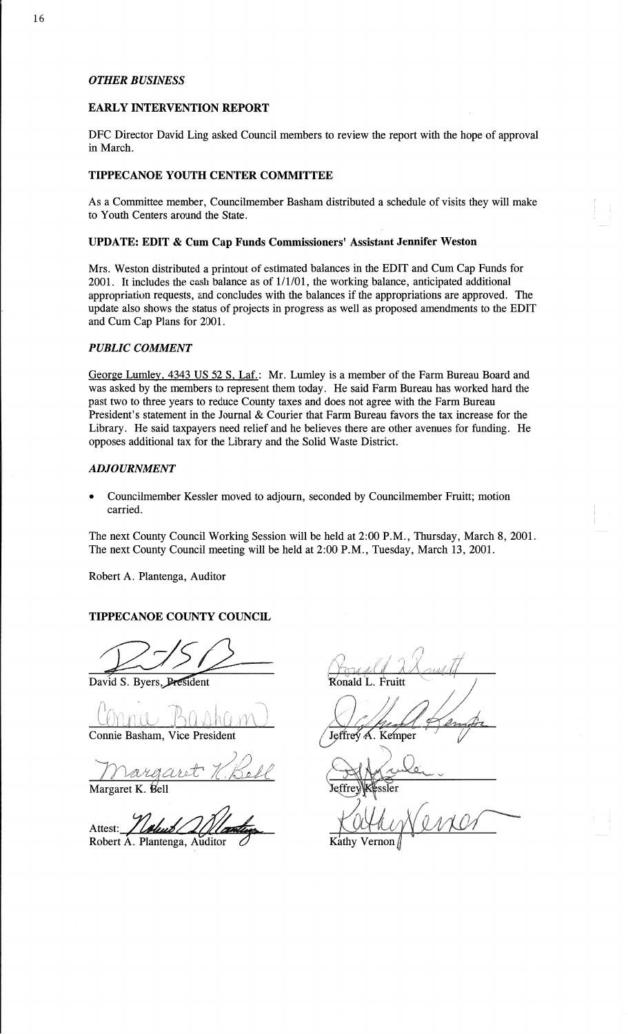### *OTHER BUSINESS*

### EARLY INTERVENTION REPORT

DFC Director David Ling asked Council members to review the report with the hope of approval in March.

### TIPPECANOE YOUTH CENTER COMMITTEE

As a Committee member, Councilmember Basham distributed a schedule of visits they will make to Youth Centers around the State.

### UPDATE: EDIT & Cum Cap Funds Commissioners' Assistant Jennifer Weston

Mrs. Weston distributed a printout of estimated balances in the EDIT and Cum Cap Funds for 2001. It includes the cash balance as of 1/1/01, the working balance, anticipated additional appropriation requests, and concludes with the balances if the appropriations are approved. The update also shows the status of projects in progress as well as proposed amendments to the EDIT and Cum Cap Plans for 2001.

### *PUBLIC COMMENT*

George Lumley, 4343 US 52 S, Laf.: Mr. Lumley is a member of the Farm Bureau Board and was asked by the members to represent them today. He said Farm Bureau has worked hard the past two to three years to reduce County taxes and does not agree with the Farm Bureau President's statement in the Journal & Courier that Farm Bureau favors the tax increase for the Library. He said taxpayers need relief and he believes there are other avenues for funding. He opposes additional tax for the Library and the Solid Waste District.

### *ADJOURNMENT*

- Councilmember Kessler moved to adjourn, seconded by Councilmember Fruitt; motion carried.

The next County Council Working Session will be held at 2:00 P.M., Thursday, March 8, 2001.
The next County Council meeting will be held at 2:00 P.M., Tuesday, March 13, 2001.

Robert A. Plantenga, Auditor

### TIPPECANOE COUNTY COUNCIL

David S. Byers, President

Connie Basham, Vice President

Margaret K. Bell

Attest: Robert A. Plantenga, Auditor

Ronald L. Fruitt

Jeffrey A. Kemper

Jeffrey Kessler

Kathy Vernon